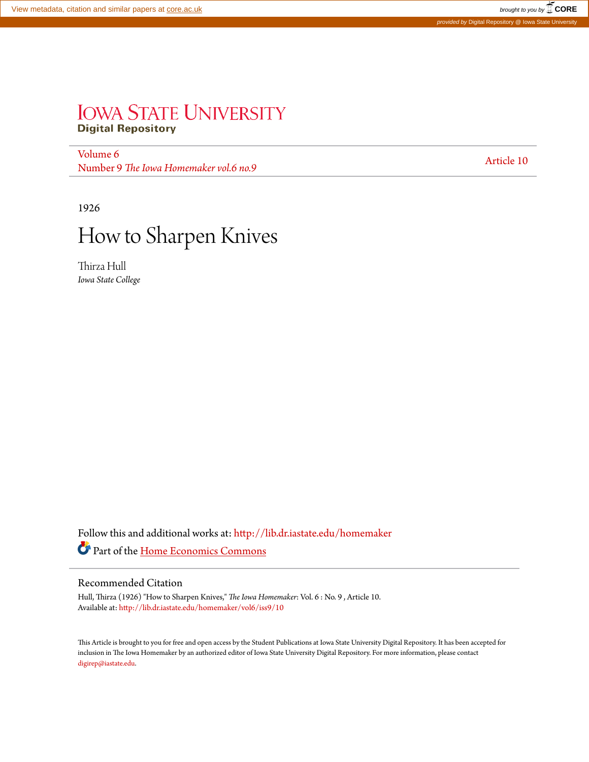View metadata, citation and similar papers at core.ac.uk

brought to you by CORE

provided by Digital Repository @ Iowa State University

# Iowa State University Digital Repository

Volume 6
Number 9 *The Iowa Homemaker vol.6 no.9*

Article 10

1926

# How to Sharpen Knives

Thirza Hull
*Iowa State College*

Follow this and additional works at: http://lib.dr.iastate.edu/homemaker

Part of the Home Economics Commons

## Recommended Citation

Hull, Thirza (1926) "How to Sharpen Knives," *The Iowa Homemaker*: Vol. 6 : No. 9 , Article 10.
Available at: http://lib.dr.iastate.edu/homemaker/vol6/iss9/10

This Article is brought to you for free and open access by the Student Publications at Iowa State University Digital Repository. It has been accepted for inclusion in The Iowa Homemaker by an authorized editor of Iowa State University Digital Repository. For more information, please contact digirep@iastate.edu.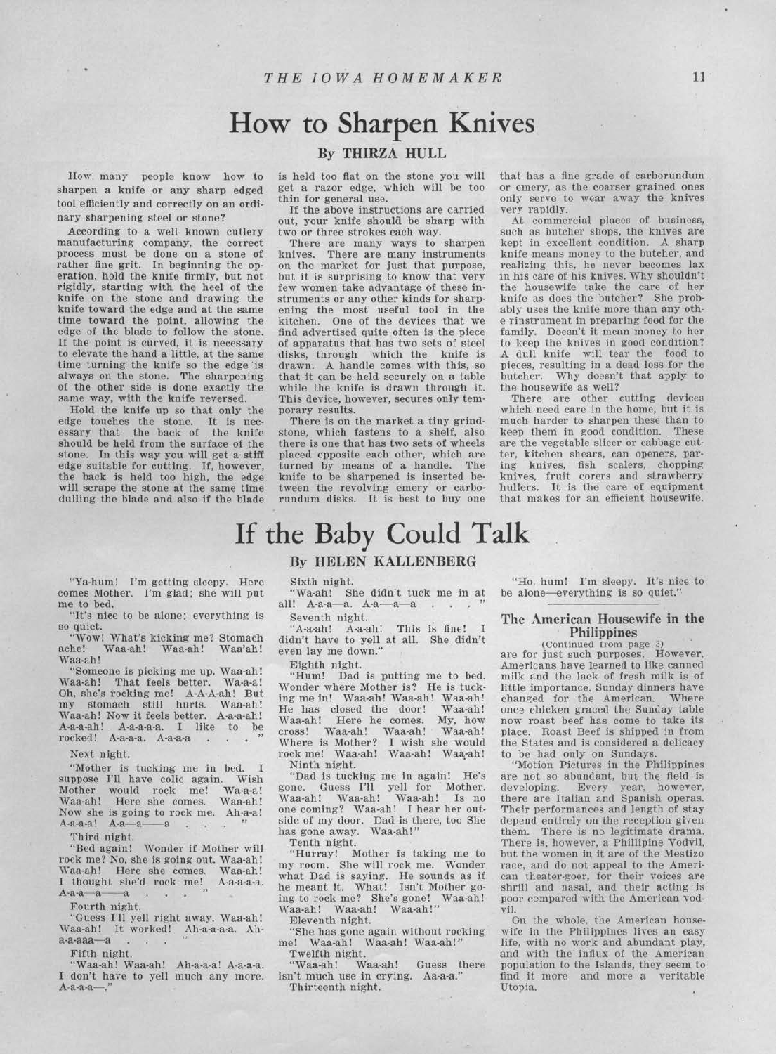# How to Sharpen Knives

### By THIRZA HULL

How many people know how to sharpen a knife or any sharp edged tool efficiently and correctly on an ordinary sharpening steel or stone?

According to a well known cutlery manufacturing company, the correct process must be done on a stone of rather fine grit. In beginning the operation, hold the knife firmly, but not rigidly, starting with the heel of the knife on the stone and drawing the knife toward the edge and at the same time toward the point, allowing the edge of the blade to follow the stone. If the point is curved, it is necessary to elevate the hand a little, at the same time turning the knife so the edge is always on the stone. The sharpening of the other side is done exactly the same way, with the knife reversed.

Hold the knife up so that only the edge touches the stone. It is necessary that the back of the knife should be held from the surface of the stone. In this way you will get a stiff edge suitable for cutting. If, however, the back is held too high, the edge will scrape the stone at the same time dulling the blade and also if the blade is held too flat on the stone you will get a razor edge, which will be too thin for general use.

If the above instructions are carried out, your knife should be sharp with two or three strokes each way.

There are many ways to sharpen knives. There are many instruments on the market for just that purpose, but it is surprising to know that very few women take advantage of these instruments or any other kinds for sharpening the most useful tool in the kitchen. One of the devices that we find advertised quite often is the piece of apparatus that has two sets of steel disks, through which the knife is drawn. A handle comes with this, so that it can be held securely on a table while the knife is drawn through it. This device, however, secures only temporary results.

There is on the market a tiny grindstone, which fastens to a shelf, also there is one that has two sets of wheels placed opposite each other, which are turned by means of a handle. The knife to be sharpened is inserted between the revolving emery or carborundum disks. It is best to buy one that has a fine grade of carborundum or emery, as the coarser grained ones only serve to wear away the knives very rapidly.

At commercial places of business, such as butcher shops, the knives are kept in excellent condition. A sharp knife means money to the butcher, and realizing this, he never becomes lax in his care of his knives. Why shouldn't the housewife take the care of her knife as does the butcher? She probably uses the knife more than any othe rinstrument in preparing food for the family. Doesn't it mean money to her to keep the knives in good condition? A dull knife will tear the food to pieces, resulting in a dead loss for the butcher. Why doesn't that apply to the housewife as well?

There are other cutting devices which need care in the home, but it is much harder to sharpen these than to keep them in good condition. These are the vegetable slicer or cabbage cutter, kitchen shears, can openers, paring knives, fish scalers, chopping knives, fruit corers and strawberry hullers. It is the care of equipment that makes for an efficient housewife.

# If the Baby Could Talk

### By HELEN KALLENBERG

"Ya-hum! I'm getting sleepy. Here comes Mother. I'm glad; she will put me to bed.

"It's nice to be alone; everything is so quiet.

"Wow! What's kicking me? Stomach ache! Waa-ah! Waa-ah! Waa'ah! Waa-ah!

"Someone is picking me up. Waa-ah! Waa-ah! That feels better. Wa-a-a! Oh, she's rocking me! A-A-A-ah! But my stomach still hurts. Waa-ah! Waa-ah! Now it feels better. A-a-a-ah! A-a-a-ah! A-a-a-a-a. I like to be rocked! A-a-a-a. A-a-a-a . . . "

Next night.

"Mother is tucking me in bed. I suppose I'll have colic again. Wish Mother would rock me! Wa-a-a! Waa-ah! Here she comes. Waa-ah! Now she is going to rock me. Ah-a-a! A-a-a-a! A-a—a——a . . . "

Third night.

"Bed again! Wonder if Mother will rock me? No, she is going out. Waa-ah! Waa-ah! Here she comes. Waa-ah! I thought she'd rock me! A-a-a-a-a. A-a-a—a——a . . . "

Fourth night.

"Guess I'll yell right away. Waa-ah! Waa-ah! It worked! Ah-a-a-a-a. Ah-a-a-aaa—a . . . "

Fifth night.

"Waa-ah! Waa-ah! Ah-a-a-a! A-a-a-a. I don't have to yell much any more. A-a-a-a—."

Sixth night.

"Wa-ah! She didn't tuck me in at all! A-a-a—a. A-a—a—a . . . "

Seventh night.

"A-a-ah! A-a-ah! This is fine! I didn't have to yell at all. She didn't even lay me down."

Eighth night.

"Hum! Dad is putting me to bed. Wonder where Mother is? He is tucking me in! Waa-ah! Waa-ah! Waa-ah! He has closed the door! Waa-ah! Waa-ah! Here he comes. My, how cross! Waa-ah! Waa-ah! Waa-ah! Where is Mother? I wish she would rock me! Waa-ah! Waa-ah! Waa-ah!

Ninth night.

"Dad is tucking me in again! He's gone. Guess I'll yell for Mother. Waa-ah! Waa-ah! Waa-ah! Is no one coming? Waa-ah! I hear her outside of my door. Dad is there, too She has gone away. Waa-ah!"

Tenth night.

"Hurray! Mother is taking me to my room. She will rock me. Wonder what Dad is saying. He sounds as if he meant it. What! Isn't Mother going to rock me? She's gone! Waa-ah! Waa-ah! Waa-ah! Waa-ah!"

Eleventh night.

"She has gone again without rocking me! Waa-ah! Waa-ah! Waa-ah!"

Twelfth night.

"Waa-ah! Waa-ah! Guess there isn't much use in crying. Aa-a-a."

Thirteenth night.

"Ho, hum! I'm sleepy. It's nice to be alone—everything is so quiet."

## The American Housewife in the Philippines

(Continued from page 3)

are for just such purposes. However, Americans have learned to like canned milk and the lack of fresh milk is of little importance. Sunday dinners have changed for the American. Where once chicken graced the Sunday table now roast beef has come to take its place. Roast Beef is shipped in from the States and is considered a delicacy to be had only on Sundays.

"Motion Pictures in the Philippines are not so abundant, but the field is developing. Every year, however, there are Italian and Spanish operas. Their performances and length of stay depend entirely on the reception given them. There is no legitimate drama. There is, however, a Phillipine Vodvil, but the women in it are of the Mestizo race, and do not appeal to the American theater-goer, for their voices are shrill and nasal, and their acting is poor compared with the American vodvil.

On the whole, the American housewife in the Philippines lives an easy life, with no work and abundant play, and with the influx of the American population to the Islands, they seem to find it more and more a veritable Utopia.